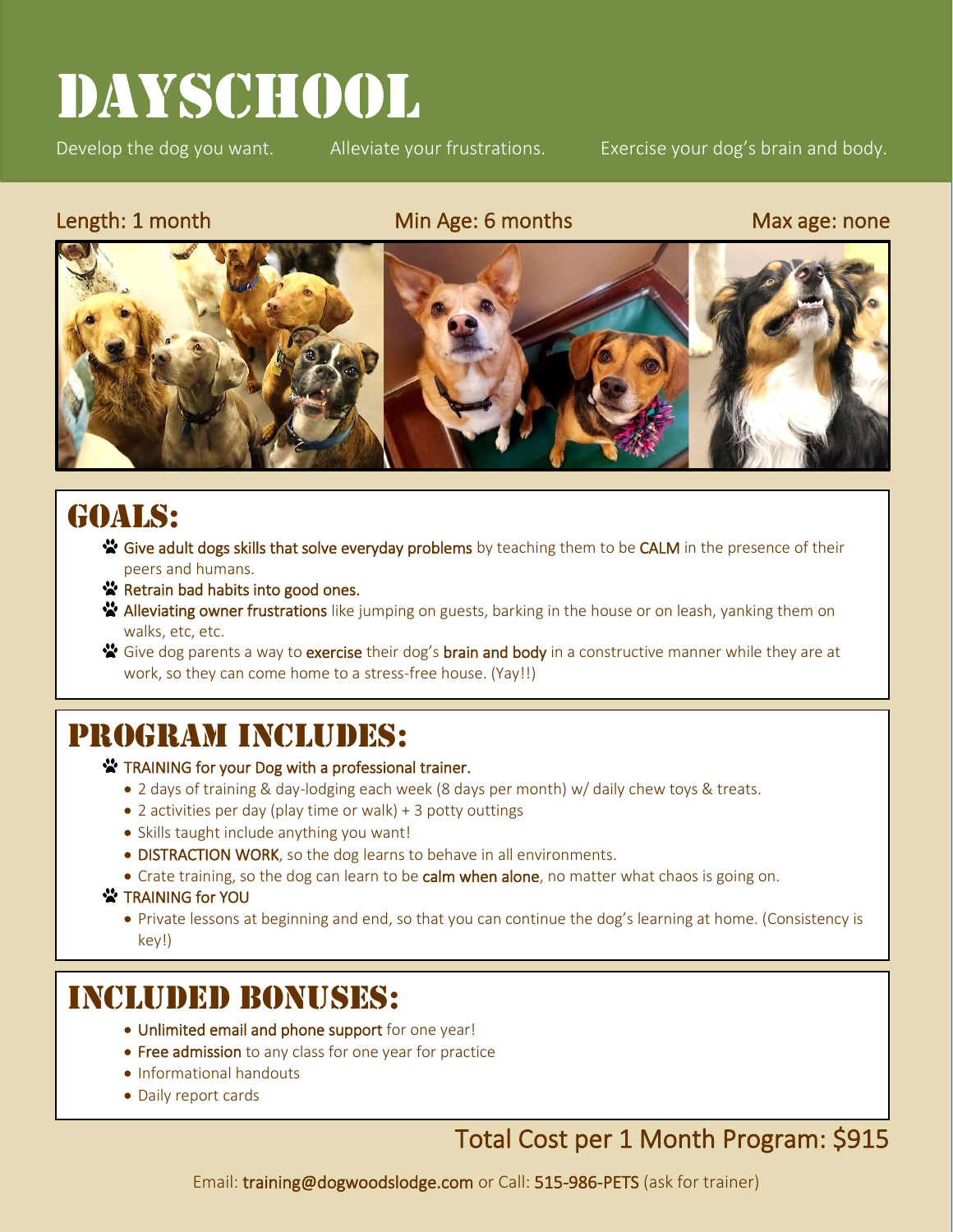# DAYSCHOOL

Develop the dog you want. Alleviate your frustrations. Exercise your dog's brain and body.

Length: 1 month | Min Age: 6 months | Max age: none

## GOALS:

- Give adult dogs skills that solve everyday problems by teaching them to be CALM in the presence of their peers and humans.
- Retrain bad habits into good ones.
- Alleviating owner frustrations like jumping on guests, barking in the house or on leash, yanking them on walks, etc, etc.
- Give dog parents a way to exercise their dog's brain and body in a constructive manner while they are at work, so they can come home to a stress-free house. (Yay!!)

## PROGRAM INCLUDES:

- TRAINING for your Dog with a professional trainer.
  - 2 days of training & day-lodging each week (8 days per month) w/ daily chew toys & treats.
  - 2 activities per day (play time or walk) + 3 potty outtings
  - Skills taught include anything you want!
  - DISTRACTION WORK, so the dog learns to behave in all environments.
  - Crate training, so the dog can learn to be calm when alone, no matter what chaos is going on.
- TRAINING for YOU
  - Private lessons at beginning and end, so that you can continue the dog's learning at home. (Consistency is key!)

## INCLUDED BONUSES:

- Unlimited email and phone support for one year!
- Free admission to any class for one year for practice
- Informational handouts
- Daily report cards

**Total Cost per 1 Month Program: $915**

Email: training@dogwoodslodge.com or Call: 515-986-PETS (ask for trainer)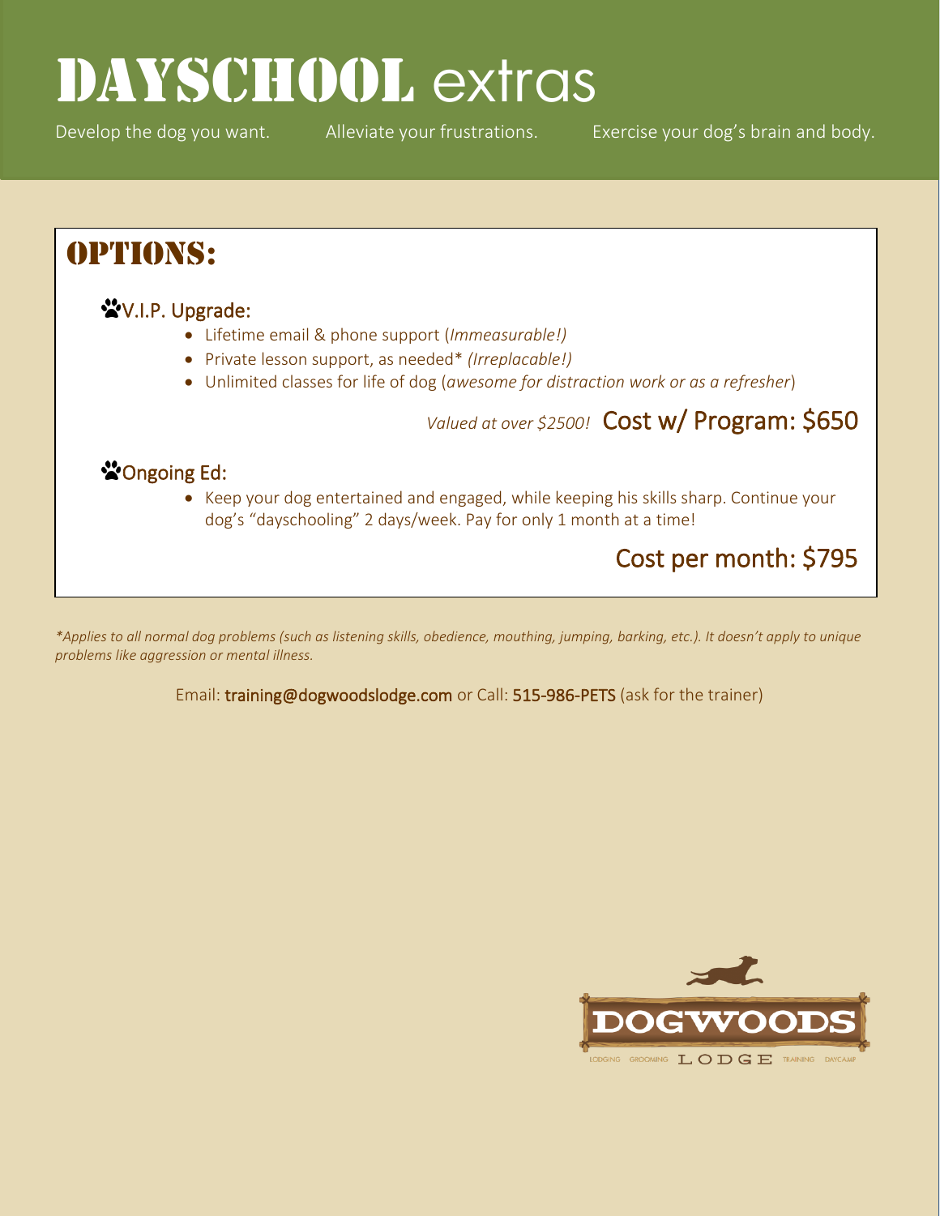# DAYSCHOOL extras

Develop the dog you want. Alleviate your frustrations. Exercise your dog's brain and body.

## OPTIONS:

### V.I.P. Upgrade:

- Lifetime email & phone support (*Immeasurable!)*
- Private lesson support, as needed* *(Irreplacable!)*
- Unlimited classes for life of dog (*awesome for distraction work or as a refresher*)

*Valued at over $2500!* **Cost w/ Program: $650**

### Ongoing Ed:

- Keep your dog entertained and engaged, while keeping his skills sharp. Continue your dog's "dayschooling" 2 days/week. Pay for only 1 month at a time!

**Cost per month: $795**

*\*Applies to all normal dog problems (such as listening skills, obedience, mouthing, jumping, barking, etc.). It doesn't apply to unique problems like aggression or mental illness.*

Email: training@dogwoodslodge.com or Call: 515-986-PETS (ask for the trainer)

DOGWOODS

LODGING GROOMING LODGE TRAINING DAYCAMP